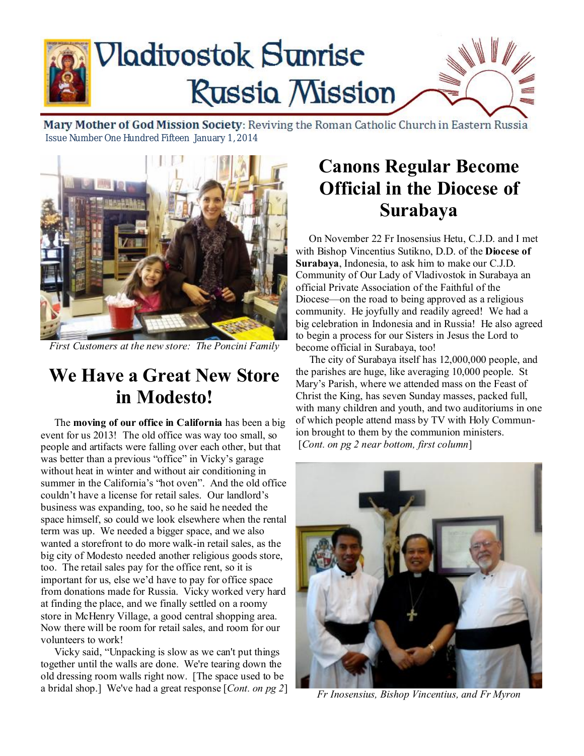# Vladivostok Sunrise Russia Mission

**Mary Mother of God Mission Society**: Reviving the Roman Catholic Church in Eastern Russia

Issue Number One Hundred Fifteen January 1, 2014

*First Customers at the new store: The Poncini Family*

## We Have a Great New Store in Modesto!

The **moving of our office in California** has been a big event for us 2013! The old office was way too small, so people and artifacts were falling over each other, but that was better than a previous "office" in Vicky's garage without heat in winter and without air conditioning in summer in the California's "hot oven". And the old office couldn't have a license for retail sales. Our landlord's business was expanding, too, so he said he needed the space himself, so could we look elsewhere when the rental term was up. We needed a bigger space, and we also wanted a storefront to do more walk-in retail sales, as the big city of Modesto needed another religious goods store, too. The retail sales pay for the office rent, so it is important for us, else we'd have to pay for office space from donations made for Russia. Vicky worked very hard at finding the place, and we finally settled on a roomy store in McHenry Village, a good central shopping area. Now there will be room for retail sales, and room for our volunteers to work!

Vicky said, "Unpacking is slow as we can't put things together until the walls are done. We're tearing down the old dressing room walls right now. [The space used to be a bridal shop.] We've had a great response [*Cont. on pg 2*]

## Canons Regular Become Official in the Diocese of Surabaya

On November 22 Fr Inosensius Hetu, C.J.D. and I met with Bishop Vincentius Sutikno, D.D. of the **Diocese of Surabaya**, Indonesia, to ask him to make our C.J.D. Community of Our Lady of Vladivostok in Surabaya an official Private Association of the Faithful of the Diocese—on the road to being approved as a religious community. He joyfully and readily agreed! We had a big celebration in Indonesia and in Russia! He also agreed to begin a process for our Sisters in Jesus the Lord to become official in Surabaya, too!

The city of Surabaya itself has 12,000,000 people, and the parishes are huge, like averaging 10,000 people. St Mary's Parish, where we attended mass on the Feast of Christ the King, has seven Sunday masses, packed full, with many children and youth, and two auditoriums in one of which people attend mass by TV with Holy Communion brought to them by the communion ministers.
[*Cont. on pg 2 near bottom, first column*]

*Fr Inosensius, Bishop Vincentius, and Fr Myron*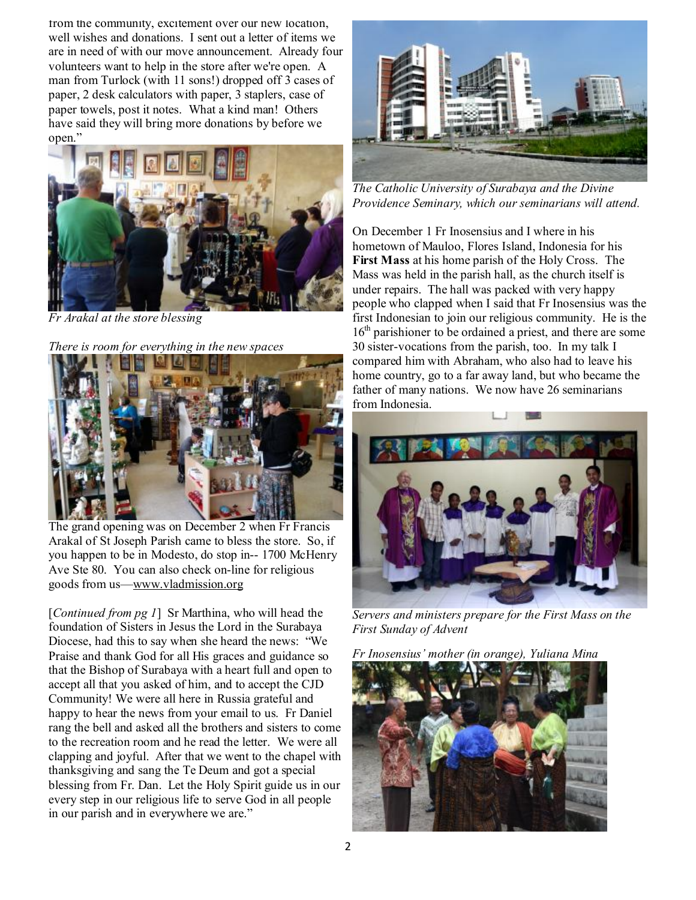from the community, excitement over our new location, well wishes and donations. I sent out a letter of items we are in need of with our move announcement. Already four volunteers want to help in the store after we're open. A man from Turlock (with 11 sons!) dropped off 3 cases of paper, 2 desk calculators with paper, 3 staplers, case of paper towels, post it notes. What a kind man! Others have said they will bring more donations by before we open."

*Fr Arakal at the store blessing*

*There is room for everything in the new spaces*

The grand opening was on December 2 when Fr Francis Arakal of St Joseph Parish came to bless the store. So, if you happen to be in Modesto, do stop in-- 1700 McHenry Ave Ste 80. You can also check on-line for religious goods from us—www.vladmission.org

[*Continued from pg 1*] Sr Marthina, who will head the foundation of Sisters in Jesus the Lord in the Surabaya Diocese, had this to say when she heard the news: "We Praise and thank God for all His graces and guidance so that the Bishop of Surabaya with a heart full and open to accept all that you asked of him, and to accept the CJD Community! We were all here in Russia grateful and happy to hear the news from your email to us. Fr Daniel rang the bell and asked all the brothers and sisters to come to the recreation room and he read the letter. We were all clapping and joyful. After that we went to the chapel with thanksgiving and sang the Te Deum and got a special blessing from Fr. Dan. Let the Holy Spirit guide us in our every step in our religious life to serve God in all people in our parish and in everywhere we are."

*The Catholic University of Surabaya and the Divine Providence Seminary, which our seminarians will attend.*

On December 1 Fr Inosensius and I where in his hometown of Mauloo, Flores Island, Indonesia for his **First Mass** at his home parish of the Holy Cross. The Mass was held in the parish hall, as the church itself is under repairs. The hall was packed with very happy people who clapped when I said that Fr Inosensius was the first Indonesian to join our religious community. He is the 16th parishioner to be ordained a priest, and there are some 30 sister-vocations from the parish, too. In my talk I compared him with Abraham, who also had to leave his home country, go to a far away land, but who became the father of many nations. We now have 26 seminarians from Indonesia.

*Servers and ministers prepare for the First Mass on the First Sunday of Advent*

*Fr Inosensius' mother (in orange), Yuliana Mina*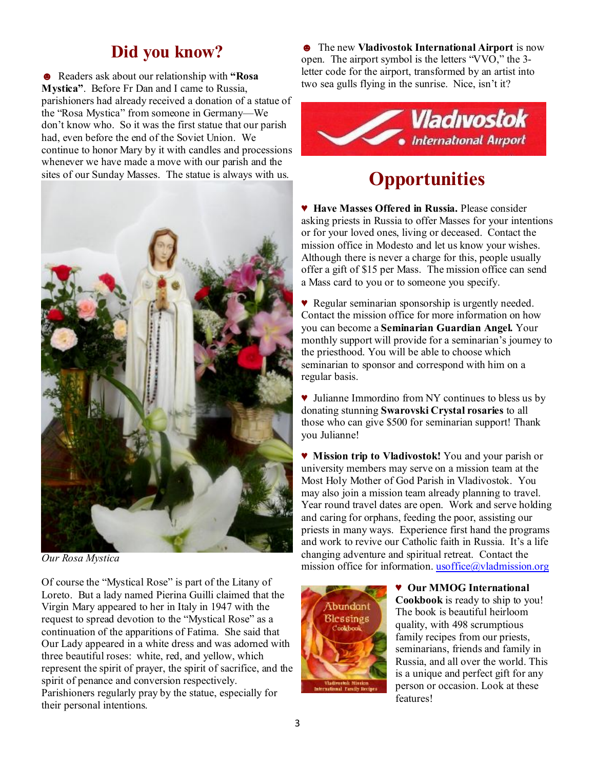# Did you know?

☻ Readers ask about our relationship with **"Rosa Mystica"**. Before Fr Dan and I came to Russia, parishioners had already received a donation of a statue of the "Rosa Mystica" from someone in Germany—We don't know who. So it was the first statue that our parish had, even before the end of the Soviet Union. We continue to honor Mary by it with candles and processions whenever we have made a move with our parish and the sites of our Sunday Masses. The statue is always with us.

*Our Rosa Mystica*

Of course the "Mystical Rose" is part of the Litany of Loreto. But a lady named Pierina Guilli claimed that the Virgin Mary appeared to her in Italy in 1947 with the request to spread devotion to the "Mystical Rose" as a continuation of the apparitions of Fatima. She said that Our Lady appeared in a white dress and was adorned with three beautiful roses: white, red, and yellow, which represent the spirit of prayer, the spirit of sacrifice, and the spirit of penance and conversion respectively. Parishioners regularly pray by the statue, especially for their personal intentions.

☻ The new **Vladivostok International Airport** is now open. The airport symbol is the letters "VVO," the 3-letter code for the airport, transformed by an artist into two sea gulls flying in the sunrise. Nice, isn't it?

Vladivostok International Airport

# Opportunities

♥ **Have Masses Offered in Russia.** Please consider asking priests in Russia to offer Masses for your intentions or for your loved ones, living or deceased. Contact the mission office in Modesto and let us know your wishes. Although there is never a charge for this, people usually offer a gift of $15 per Mass. The mission office can send a Mass card to you or to someone you specify.

♥ Regular seminarian sponsorship is urgently needed. Contact the mission office for more information on how you can become a **Seminarian Guardian Angel.** Your monthly support will provide for a seminarian's journey to the priesthood. You will be able to choose which seminarian to sponsor and correspond with him on a regular basis.

♥ Julianne Immordino from NY continues to bless us by donating stunning **Swarovski Crystal rosaries** to all those who can give $500 for seminarian support! Thank you Julianne!

♥ **Mission trip to Vladivostok!** You and your parish or university members may serve on a mission team at the Most Holy Mother of God Parish in Vladivostok. You may also join a mission team already planning to travel. Year round travel dates are open. Work and serve holding and caring for orphans, feeding the poor, assisting our priests in many ways. Experience first hand the programs and work to revive our Catholic faith in Russia. It's a life changing adventure and spiritual retreat. Contact the mission office for information. usoffice@vladmission.org

Abundant Blessings Cookbook — Vladivostok Mission International Family Recipes

♥ **Our MMOG International Cookbook** is ready to ship to you! The book is beautiful heirloom quality, with 498 scrumptious family recipes from our priests, seminarians, friends and family in Russia, and all over the world. This is a unique and perfect gift for any person or occasion. Look at these features!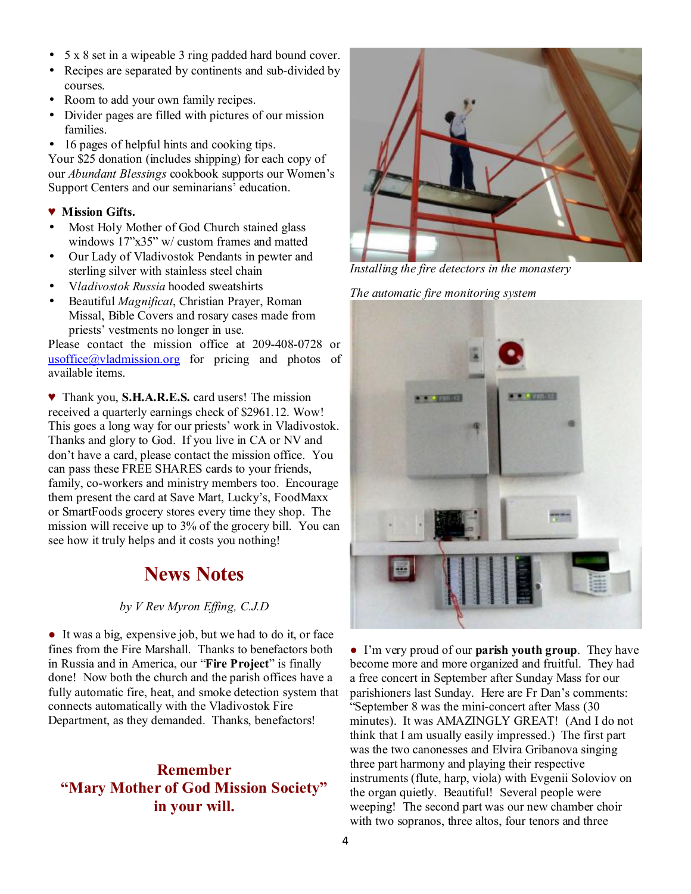- 5 x 8 set in a wipeable 3 ring padded hard bound cover.
- Recipes are separated by continents and sub-divided by courses.
- Room to add your own family recipes.
- Divider pages are filled with pictures of our mission families.
- 16 pages of helpful hints and cooking tips.

Your $25 donation (includes shipping) for each copy of our *Abundant Blessings* cookbook supports our Women's Support Centers and our seminarians' education.

♥ **Mission Gifts.**

- Most Holy Mother of God Church stained glass windows 17"x35" w/ custom frames and matted
- Our Lady of Vladivostok Pendants in pewter and sterling silver with stainless steel chain
- V*ladivostok Russia* hooded sweatshirts
- Beautiful *Magnificat*, Christian Prayer, Roman Missal, Bible Covers and rosary cases made from priests' vestments no longer in use.

Please contact the mission office at 209-408-0728 or usoffice@vladmission.org for pricing and photos of available items.

♥ Thank you, **S.H.A.R.E.S.** card users! The mission received a quarterly earnings check of $2961.12. Wow! This goes a long way for our priests' work in Vladivostok. Thanks and glory to God. If you live in CA or NV and don't have a card, please contact the mission office. You can pass these FREE SHARES cards to your friends, family, co-workers and ministry members too. Encourage them present the card at Save Mart, Lucky's, FoodMaxx or SmartFoods grocery stores every time they shop. The mission will receive up to 3% of the grocery bill. You can see how it truly helps and it costs you nothing!

## News Notes

*by V Rev Myron Effing, C.J.D*

● It was a big, expensive job, but we had to do it, or face fines from the Fire Marshall. Thanks to benefactors both in Russia and in America, our "**Fire Project**" is finally done! Now both the church and the parish offices have a fully automatic fire, heat, and smoke detection system that connects automatically with the Vladivostok Fire Department, as they demanded. Thanks, benefactors!

**Remember "Mary Mother of God Mission Society" in your will.**

*Installing the fire detectors in the monastery*

*The automatic fire monitoring system*

● I'm very proud of our **parish youth group**. They have become more and more organized and fruitful. They had a free concert in September after Sunday Mass for our parishioners last Sunday. Here are Fr Dan's comments: "September 8 was the mini-concert after Mass (30 minutes). It was AMAZINGLY GREAT! (And I do not think that I am usually easily impressed.) The first part was the two canonesses and Elvira Gribanova singing three part harmony and playing their respective instruments (flute, harp, viola) with Evgenii Soloviov on the organ quietly. Beautiful! Several people were weeping! The second part was our new chamber choir with two sopranos, three altos, four tenors and three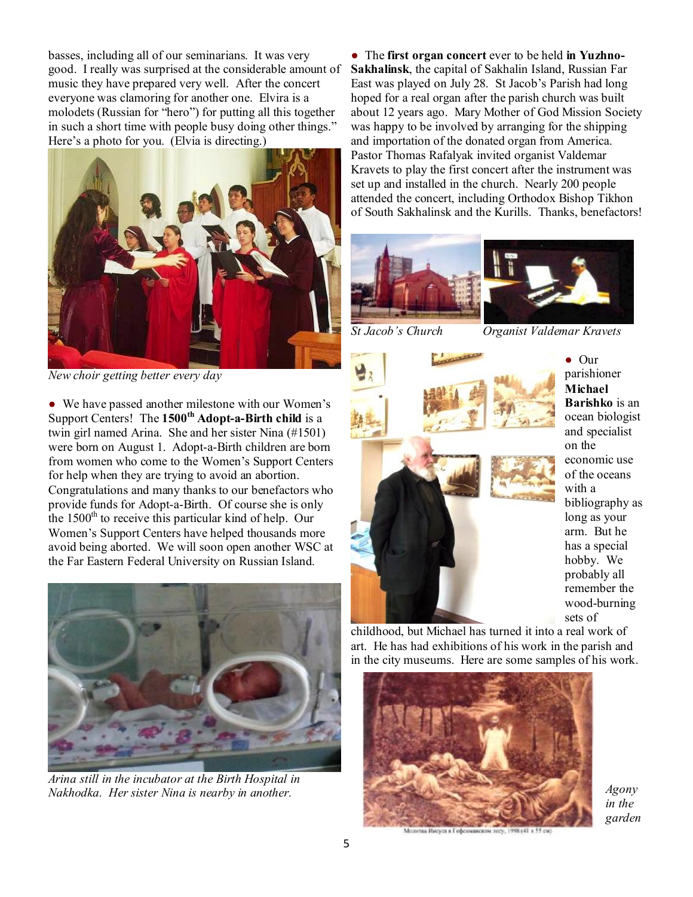basses, including all of our seminarians. It was very good. I really was surprised at the considerable amount of music they have prepared very well. After the concert everyone was clamoring for another one. Elvira is a molodets (Russian for "hero") for putting all this together in such a short time with people busy doing other things." Here's a photo for you. (Elvia is directing.)

*New choir getting better every day*

● We have passed another milestone with our Women's Support Centers! The **1500th Adopt-a-Birth child** is a twin girl named Arina. She and her sister Nina (#1501) were born on August 1. Adopt-a-Birth children are born from women who come to the Women's Support Centers for help when they are trying to avoid an abortion. Congratulations and many thanks to our benefactors who provide funds for Adopt-a-Birth. Of course she is only the 1500th to receive this particular kind of help. Our Women's Support Centers have helped thousands more avoid being aborted. We will soon open another WSC at the Far Eastern Federal University on Russian Island.

*Arina still in the incubator at the Birth Hospital in Nakhodka. Her sister Nina is nearby in another.*

● The **first organ concert** ever to be held **in Yuzhno-Sakhalinsk**, the capital of Sakhalin Island, Russian Far East was played on July 28. St Jacob's Parish had long hoped for a real organ after the parish church was built about 12 years ago. Mary Mother of God Mission Society was happy to be involved by arranging for the shipping and importation of the donated organ from America. Pastor Thomas Rafalyak invited organist Valdemar Kravets to play the first concert after the instrument was set up and installed in the church. Nearly 200 people attended the concert, including Orthodox Bishop Tikhon of South Sakhalinsk and the Kurills. Thanks, benefactors!

*St Jacob's Church* *Organist Valdemar Kravets*

● Our parishioner **Michael Barishko** is an ocean biologist and specialist on the economic use of the oceans with a bibliography as long as your arm. But he has a special hobby. We probably all remember the wood-burning sets of childhood, but Michael has turned it into a real work of art. He has had exhibitions of his work in the parish and in the city museums. Here are some samples of his work.

*Agony in the garden*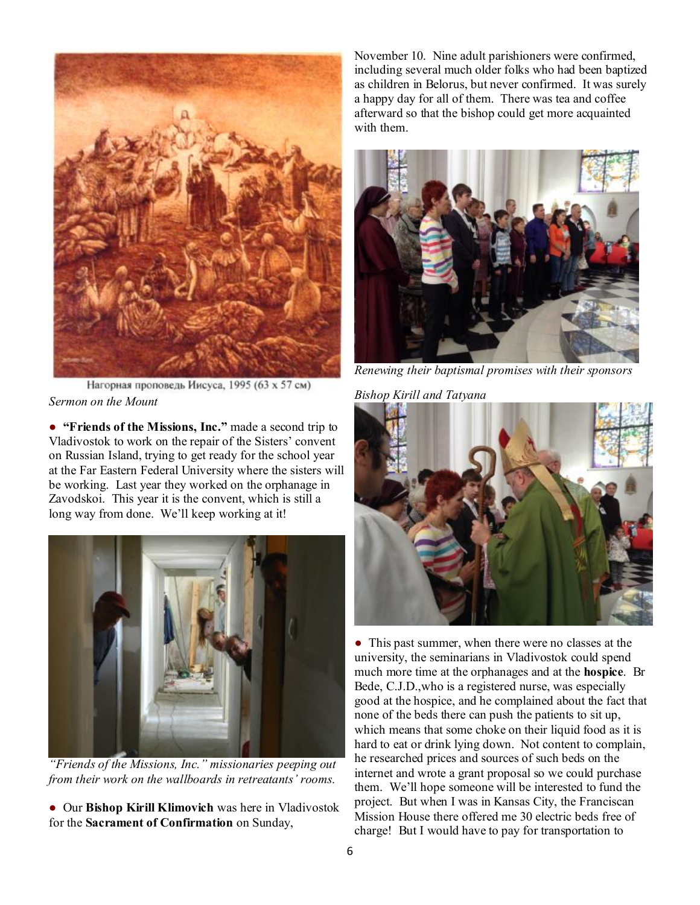Нагорная проповедь Иисуса, 1995 (63 x 57 см)

*Sermon on the Mount*

● **"Friends of the Missions, Inc."** made a second trip to Vladivostok to work on the repair of the Sisters' convent on Russian Island, trying to get ready for the school year at the Far Eastern Federal University where the sisters will be working. Last year they worked on the orphanage in Zavodskoi. This year it is the convent, which is still a long way from done. We'll keep working at it!

*"Friends of the Missions, Inc." missionaries peeping out from their work on the wallboards in retreatants' rooms.*

● Our **Bishop Kirill Klimovich** was here in Vladivostok for the **Sacrament of Confirmation** on Sunday, November 10. Nine adult parishioners were confirmed, including several much older folks who had been baptized as children in Belorus, but never confirmed. It was surely a happy day for all of them. There was tea and coffee afterward so that the bishop could get more acquainted with them.

*Renewing their baptismal promises with their sponsors*

*Bishop Kirill and Tatyana*

● This past summer, when there were no classes at the university, the seminarians in Vladivostok could spend much more time at the orphanages and at the **hospice**. Br Bede, C.J.D.,who is a registered nurse, was especially good at the hospice, and he complained about the fact that none of the beds there can push the patients to sit up, which means that some choke on their liquid food as it is hard to eat or drink lying down. Not content to complain, he researched prices and sources of such beds on the internet and wrote a grant proposal so we could purchase them. We'll hope someone will be interested to fund the project. But when I was in Kansas City, the Franciscan Mission House there offered me 30 electric beds free of charge! But I would have to pay for transportation to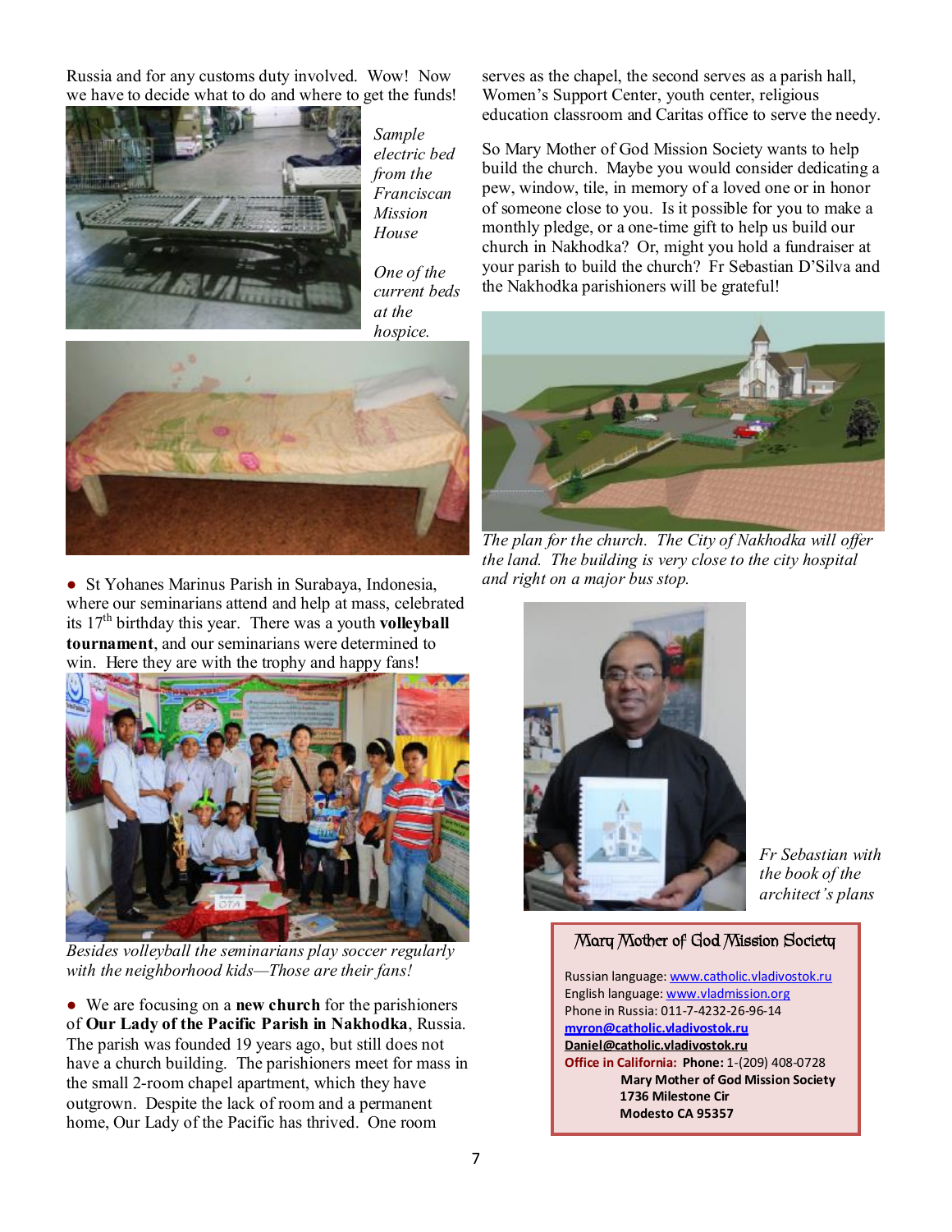Russia and for any customs duty involved. Wow! Now we have to decide what to do and where to get the funds!

*Sample electric bed from the Franciscan Mission House*

*One of the current beds at the hospice.*

● St Yohanes Marinus Parish in Surabaya, Indonesia, where our seminarians attend and help at mass, celebrated its 17th birthday this year. There was a youth **volleyball tournament**, and our seminarians were determined to win. Here they are with the trophy and happy fans!

*Besides volleyball the seminarians play soccer regularly with the neighborhood kids—Those are their fans!*

● We are focusing on a **new church** for the parishioners of **Our Lady of the Pacific Parish in Nakhodka**, Russia. The parish was founded 19 years ago, but still does not have a church building. The parishioners meet for mass in the small 2-room chapel apartment, which they have outgrown. Despite the lack of room and a permanent home, Our Lady of the Pacific has thrived. One room serves as the chapel, the second serves as a parish hall, Women's Support Center, youth center, religious education classroom and Caritas office to serve the needy.

So Mary Mother of God Mission Society wants to help build the church. Maybe you would consider dedicating a pew, window, tile, in memory of a loved one or in honor of someone close to you. Is it possible for you to make a monthly pledge, or a one-time gift to help us build our church in Nakhodka? Or, might you hold a fundraiser at your parish to build the church? Fr Sebastian D'Silva and the Nakhodka parishioners will be grateful!

*The plan for the church. The City of Nakhodka will offer the land. The building is very close to the city hospital and right on a major bus stop.*

*Fr Sebastian with the book of the architect's plans*

### Mary Mother of God Mission Society

Russian language: www.catholic.vladivostok.ru
English language: www.vladmission.org
Phone in Russia: 011-7-4232-26-96-14
**myron@catholic.vladivostok.ru**
**Daniel@catholic.vladivostok.ru**
**Office in California: Phone:** 1-(209) 408-0728
**Mary Mother of God Mission Society**
**1736 Milestone Cir**
**Modesto CA 95357**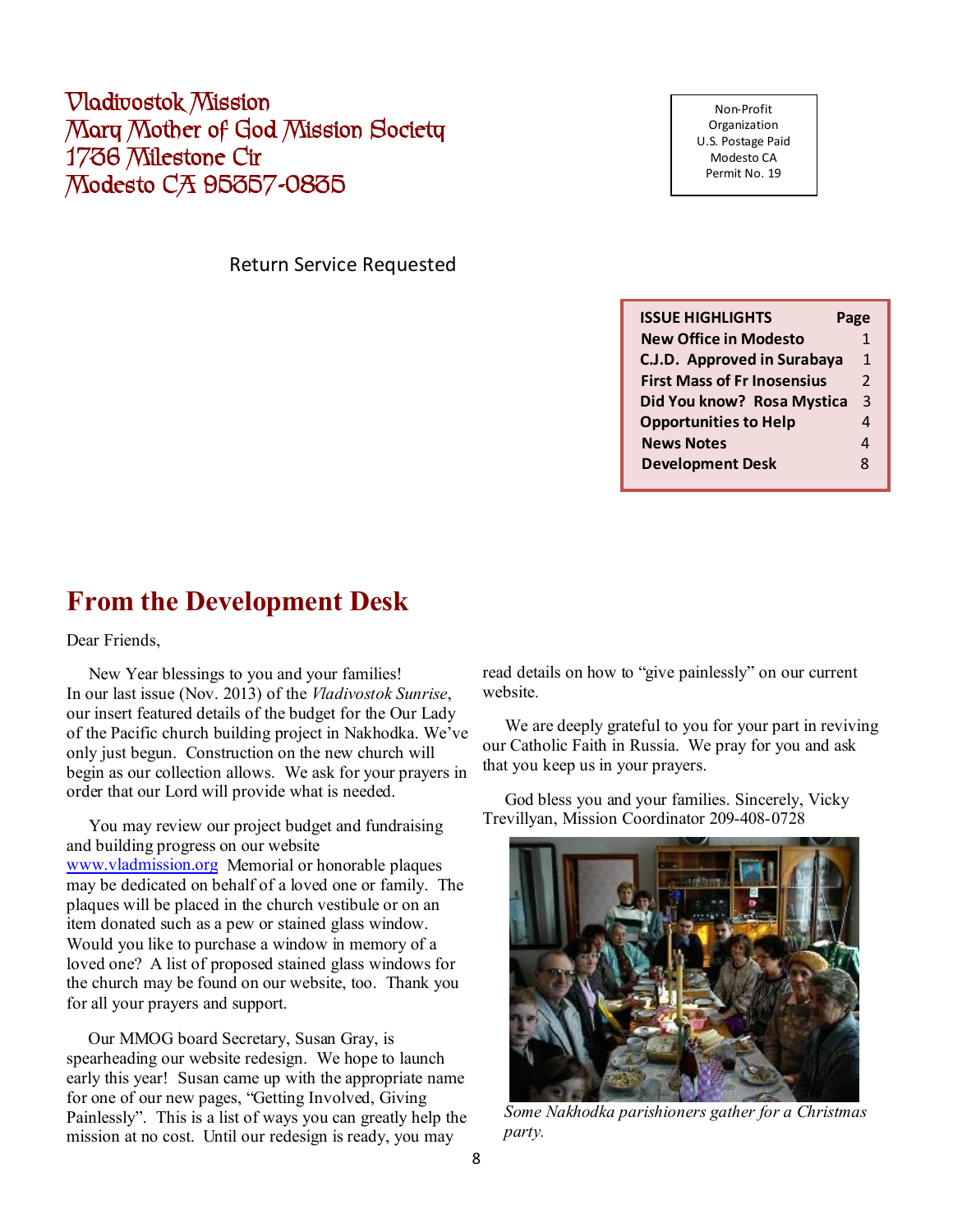Vladivostok Mission
Mary Mother of God Mission Society
1736 Milestone Cir
Modesto CA 95357-0835

Non-Profit Organization
U.S. Postage Paid
Modesto CA
Permit No. 19

Return Service Requested

| ISSUE HIGHLIGHTS | Page |
| --- | --- |
| New Office in Modesto | 1 |
| C.J.D. Approved in Surabaya | 1 |
| First Mass of Fr Inosensius | 2 |
| Did You know? Rosa Mystica | 3 |
| Opportunities to Help | 4 |
| News Notes | 4 |
| Development Desk | 8 |

## From the Development Desk

Dear Friends,

New Year blessings to you and your families! In our last issue (Nov. 2013) of the *Vladivostok Sunrise*, our insert featured details of the budget for the Our Lady of the Pacific church building project in Nakhodka. We've only just begun. Construction on the new church will begin as our collection allows. We ask for your prayers in order that our Lord will provide what is needed.

You may review our project budget and fundraising and building progress on our website www.vladmission.org Memorial or honorable plaques may be dedicated on behalf of a loved one or family. The plaques will be placed in the church vestibule or on an item donated such as a pew or stained glass window. Would you like to purchase a window in memory of a loved one? A list of proposed stained glass windows for the church may be found on our website, too. Thank you for all your prayers and support.

Our MMOG board Secretary, Susan Gray, is spearheading our website redesign. We hope to launch early this year! Susan came up with the appropriate name for one of our new pages, "Getting Involved, Giving Painlessly". This is a list of ways you can greatly help the mission at no cost. Until our redesign is ready, you may read details on how to "give painlessly" on our current website.

We are deeply grateful to you for your part in reviving our Catholic Faith in Russia. We pray for you and ask that you keep us in your prayers.

God bless you and your families. Sincerely, Vicky Trevillyan, Mission Coordinator 209-408-0728

*Some Nakhodka parishioners gather for a Christmas party.*